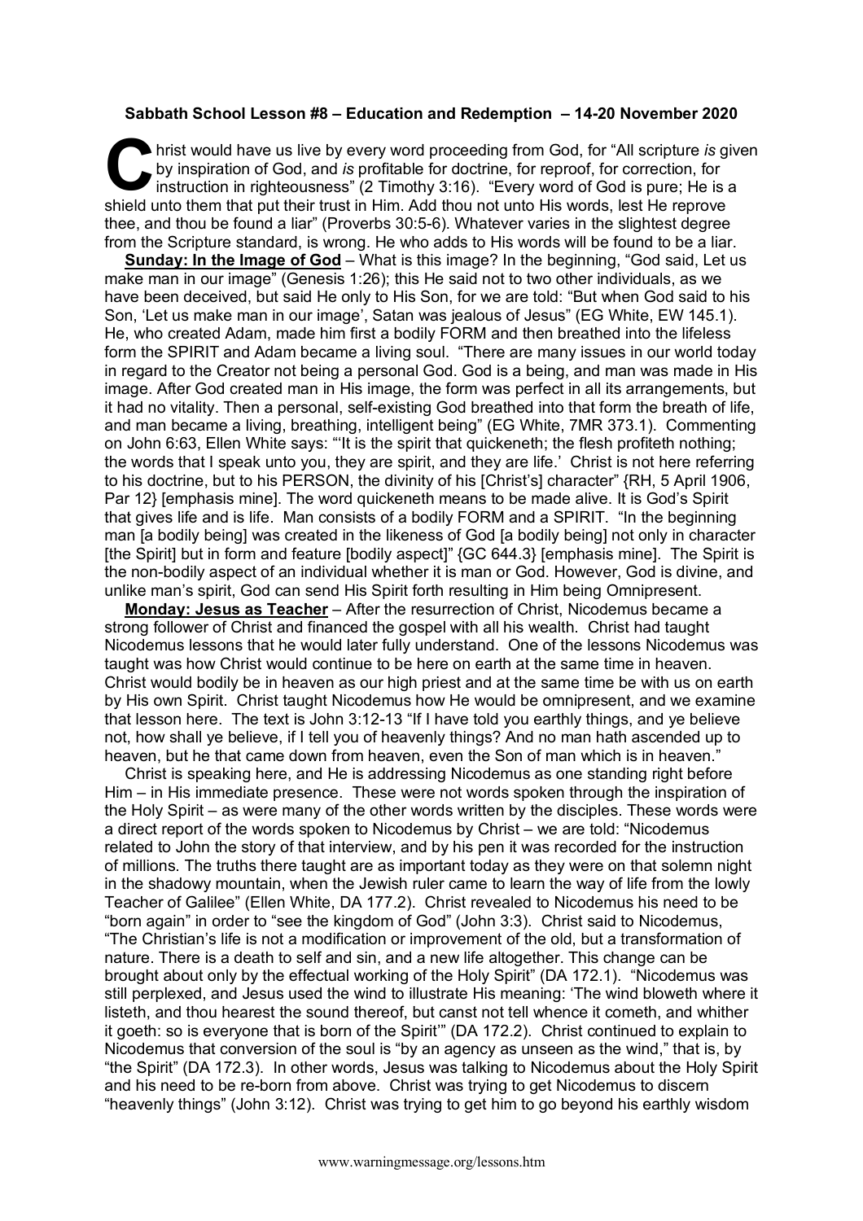**Sabbath School Lesson #8 – Education and Redemption – 14-20 November 2020**

Christ would have us live by every word proceeding from God, for "All scripture *is* given by inspiration of God, and *is* profitable for doctrine, for reproof, for correction, for instruction in righteousness" (2 Timothy 3:16). "Every word of God is pure; He is a shield unto them that put their trust in Him. Add thou not unto His words, lest He reprove thee, and thou be found a liar" (Proverbs 30:5-6). Whatever varies in the slightest degree from the Scripture standard, is wrong. He who adds to His words will be found to be a liar.

**Sunday: In the Image of God** – What is this image? In the beginning, "God said, Let us make man in our image" (Genesis 1:26); this He said not to two other individuals, as we have been deceived, but said He only to His Son, for we are told: "But when God said to his Son, 'Let us make man in our image', Satan was jealous of Jesus" (EG White, EW 145.1). He, who created Adam, made him first a bodily FORM and then breathed into the lifeless form the SPIRIT and Adam became a living soul. "There are many issues in our world today in regard to the Creator not being a personal God. God is a being, and man was made in His image. After God created man in His image, the form was perfect in all its arrangements, but it had no vitality. Then a personal, self-existing God breathed into that form the breath of life, and man became a living, breathing, intelligent being" (EG White, 7MR 373.1). Commenting on John 6:63, Ellen White says: "'It is the spirit that quickeneth; the flesh profiteth nothing; the words that I speak unto you, they are spirit, and they are life.' Christ is not here referring to his doctrine, but to his PERSON, the divinity of his [Christ's] character" {RH, 5 April 1906, Par 12} [emphasis mine]. The word quickeneth means to be made alive. It is God's Spirit that gives life and is life. Man consists of a bodily FORM and a SPIRIT. "In the beginning man [a bodily being] was created in the likeness of God [a bodily being] not only in character [the Spirit] but in form and feature [bodily aspect]" {GC 644.3} [emphasis mine]. The Spirit is the non-bodily aspect of an individual whether it is man or God. However, God is divine, and unlike man's spirit, God can send His Spirit forth resulting in Him being Omnipresent.

**Monday: Jesus as Teacher** – After the resurrection of Christ, Nicodemus became a strong follower of Christ and financed the gospel with all his wealth. Christ had taught Nicodemus lessons that he would later fully understand. One of the lessons Nicodemus was taught was how Christ would continue to be here on earth at the same time in heaven. Christ would bodily be in heaven as our high priest and at the same time be with us on earth by His own Spirit. Christ taught Nicodemus how He would be omnipresent, and we examine that lesson here. The text is John 3:12-13 "If I have told you earthly things, and ye believe not, how shall ye believe, if I tell you of heavenly things? And no man hath ascended up to heaven, but he that came down from heaven, even the Son of man which is in heaven."

Christ is speaking here, and He is addressing Nicodemus as one standing right before Him – in His immediate presence. These were not words spoken through the inspiration of the Holy Spirit – as were many of the other words written by the disciples. These words were a direct report of the words spoken to Nicodemus by Christ – we are told: "Nicodemus related to John the story of that interview, and by his pen it was recorded for the instruction of millions. The truths there taught are as important today as they were on that solemn night in the shadowy mountain, when the Jewish ruler came to learn the way of life from the lowly Teacher of Galilee" (Ellen White, DA 177.2). Christ revealed to Nicodemus his need to be "born again" in order to "see the kingdom of God" (John 3:3). Christ said to Nicodemus, "The Christian's life is not a modification or improvement of the old, but a transformation of nature. There is a death to self and sin, and a new life altogether. This change can be brought about only by the effectual working of the Holy Spirit" (DA 172.1). "Nicodemus was still perplexed, and Jesus used the wind to illustrate His meaning: 'The wind bloweth where it listeth, and thou hearest the sound thereof, but canst not tell whence it cometh, and whither it goeth: so is everyone that is born of the Spirit'" (DA 172.2). Christ continued to explain to Nicodemus that conversion of the soul is "by an agency as unseen as the wind," that is, by "the Spirit" (DA 172.3). In other words, Jesus was talking to Nicodemus about the Holy Spirit and his need to be re-born from above. Christ was trying to get Nicodemus to discern "heavenly things" (John 3:12). Christ was trying to get him to go beyond his earthly wisdom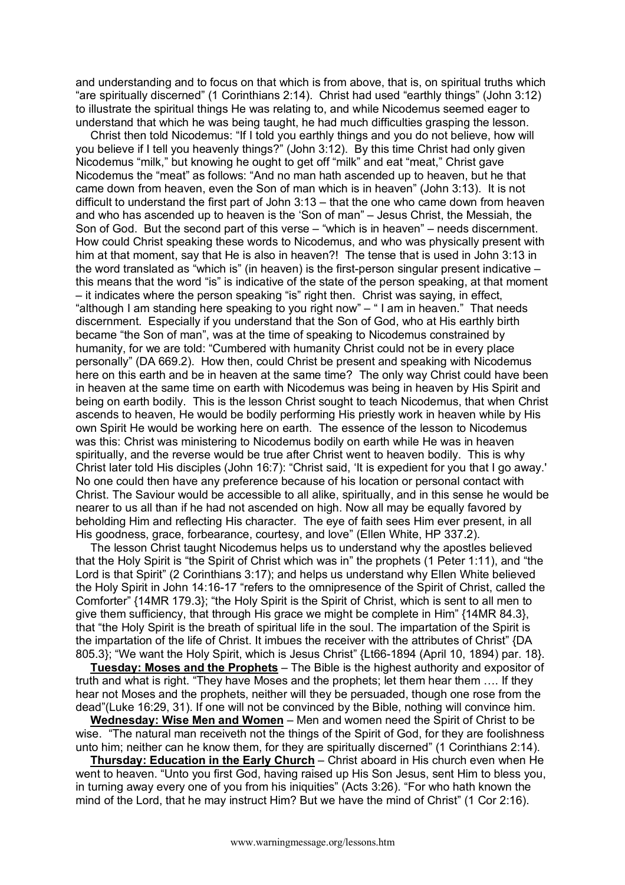and understanding and to focus on that which is from above, that is, on spiritual truths which "are spiritually discerned" (1 Corinthians 2:14). Christ had used "earthly things" (John 3:12) to illustrate the spiritual things He was relating to, and while Nicodemus seemed eager to understand that which he was being taught, he had much difficulties grasping the lesson.

Christ then told Nicodemus: "If I told you earthly things and you do not believe, how will you believe if I tell you heavenly things?" (John 3:12). By this time Christ had only given Nicodemus "milk," but knowing he ought to get off "milk" and eat "meat," Christ gave Nicodemus the "meat" as follows: "And no man hath ascended up to heaven, but he that came down from heaven, even the Son of man which is in heaven" (John 3:13). It is not difficult to understand the first part of John 3:13 – that the one who came down from heaven and who has ascended up to heaven is the 'Son of man" – Jesus Christ, the Messiah, the Son of God. But the second part of this verse – "which is in heaven" – needs discernment. How could Christ speaking these words to Nicodemus, and who was physically present with him at that moment, say that He is also in heaven?! The tense that is used in John 3:13 in the word translated as "which is" (in heaven) is the first-person singular present indicative – this means that the word "is" is indicative of the state of the person speaking, at that moment – it indicates where the person speaking "is" right then. Christ was saying, in effect, "although I am standing here speaking to you right now" – " I am in heaven." That needs discernment. Especially if you understand that the Son of God, who at His earthly birth became "the Son of man", was at the time of speaking to Nicodemus constrained by humanity, for we are told: "Cumbered with humanity Christ could not be in every place personally" (DA 669.2). How then, could Christ be present and speaking with Nicodemus here on this earth and be in heaven at the same time? The only way Christ could have been in heaven at the same time on earth with Nicodemus was being in heaven by His Spirit and being on earth bodily. This is the lesson Christ sought to teach Nicodemus, that when Christ ascends to heaven, He would be bodily performing His priestly work in heaven while by His own Spirit He would be working here on earth. The essence of the lesson to Nicodemus was this: Christ was ministering to Nicodemus bodily on earth while He was in heaven spiritually, and the reverse would be true after Christ went to heaven bodily. This is why Christ later told His disciples (John 16:7): "Christ said, 'It is expedient for you that I go away.' No one could then have any preference because of his location or personal contact with Christ. The Saviour would be accessible to all alike, spiritually, and in this sense he would be nearer to us all than if he had not ascended on high. Now all may be equally favored by beholding Him and reflecting His character. The eye of faith sees Him ever present, in all His goodness, grace, forbearance, courtesy, and love" (Ellen White, HP 337.2).

The lesson Christ taught Nicodemus helps us to understand why the apostles believed that the Holy Spirit is "the Spirit of Christ which was in" the prophets (1 Peter 1:11), and "the Lord is that Spirit" (2 Corinthians 3:17); and helps us understand why Ellen White believed the Holy Spirit in John 14:16-17 "refers to the omnipresence of the Spirit of Christ, called the Comforter" {14MR 179.3}; "the Holy Spirit is the Spirit of Christ, which is sent to all men to give them sufficiency, that through His grace we might be complete in Him" {14MR 84.3}, that "the Holy Spirit is the breath of spiritual life in the soul. The impartation of the Spirit is the impartation of the life of Christ. It imbues the receiver with the attributes of Christ" {DA 805.3}; "We want the Holy Spirit, which is Jesus Christ" {Lt66-1894 (April 10, 1894) par. 18}.

**Tuesday: Moses and the Prophets** – The Bible is the highest authority and expositor of truth and what is right. "They have Moses and the prophets; let them hear them …. If they hear not Moses and the prophets, neither will they be persuaded, though one rose from the dead"(Luke 16:29, 31). If one will not be convinced by the Bible, nothing will convince him.

**Wednesday: Wise Men and Women** – Men and women need the Spirit of Christ to be wise. "The natural man receiveth not the things of the Spirit of God, for they are foolishness unto him; neither can he know them, for they are spiritually discerned" (1 Corinthians 2:14).

**Thursday: Education in the Early Church** – Christ aboard in His church even when He went to heaven. "Unto you first God, having raised up His Son Jesus, sent Him to bless you, in turning away every one of you from his iniquities" (Acts 3:26). "For who hath known the mind of the Lord, that he may instruct Him? But we have the mind of Christ" (1 Cor 2:16).

www.warningmessage.org/lessons.htm